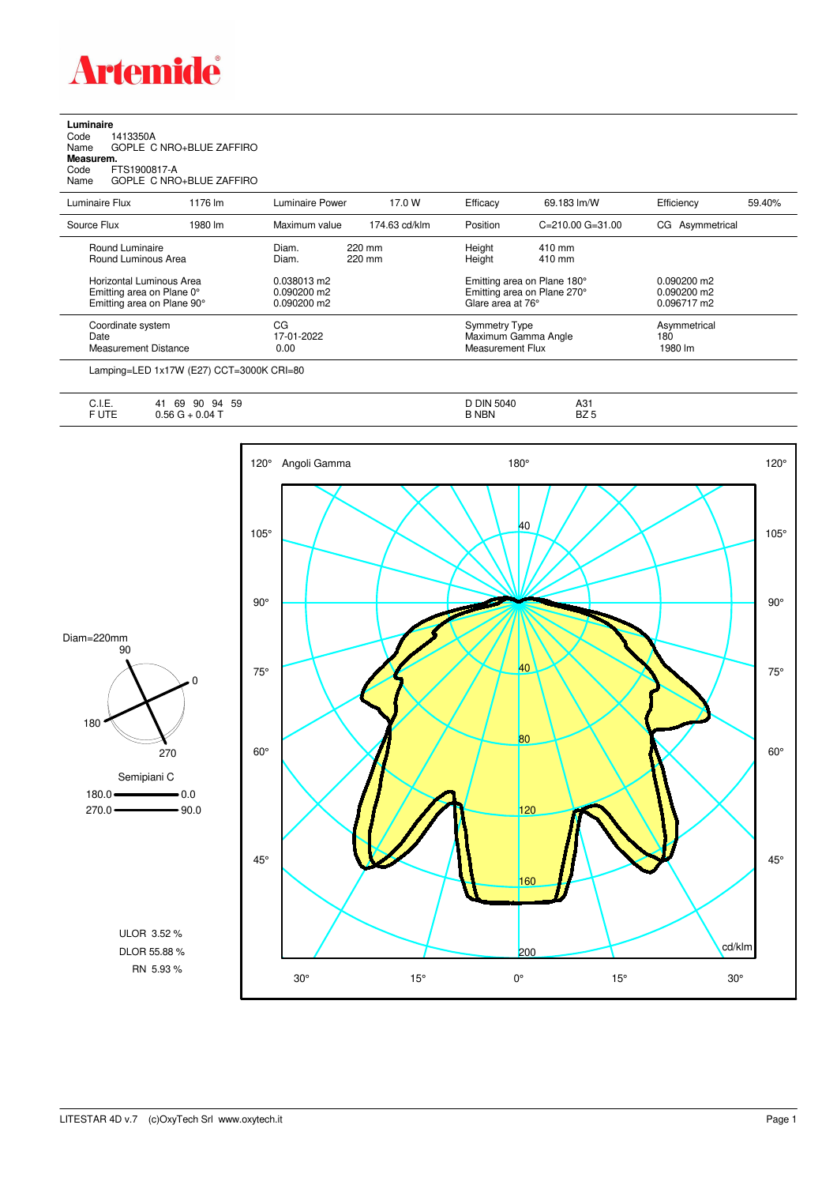# Artemide

**Luminaire**

Code 1413350A

Name GOPLE C NRO+BLUE ZAFFIRO

**Measurem.**

Code FTS1900817-A

Name GOPLE C NRO+BLUE ZAFFIRO

| Luminaire Flux | 1176 lm | Luminaire Power | 17.0 W | Efficacy | 69.183 lm/W | Efficiency | 59.40% |
|---|---|---|---|---|---|---|---|
| Source Flux | 1980 lm | Maximum value | 174.63 cd/klm | Position | C=210.00 G=31.00 | CG | Asymmetrical |

| | | | |
|---|---|---|---|
| Round Luminaire | Diam. 220 mm | Height 410 mm | |
| Round Luminous Area | Diam. 220 mm | Height 410 mm | |
| Horizontal Luminous Area | 0.038013 m2 | Emitting area on Plane 180° | 0.090200 m2 |
| Emitting area on Plane 0° | 0.090200 m2 | Emitting area on Plane 270° | 0.090200 m2 |
| Emitting area on Plane 90° | 0.090200 m2 | Glare area at 76° | 0.096717 m2 |
| Coordinate system | CG | Symmetry Type | Asymmetrical |
| Date | 17-01-2022 | Maximum Gamma Angle | 180 |
| Measurement Distance | 0.00 | Measurement Flux | 1980 lm |

Lamping=LED 1x17W (E27) CCT=3000K CRI=80

| | | | |
|---|---|---|---|
| C.I.E. | 41 69 90 94 59 | D DIN 5040 | A31 |
| F UTE | 0.56 G + 0.04 T | B NBN | BZ 5 |

Diam=220mm

Semipiani C

180.0 — 0.0

270.0 — 90.0

ULOR 3.52 %

DLOR 55.88 %

RN 5.93 %

LITESTAR 4D v.7 (c)OxyTech Srl www.oxytech.it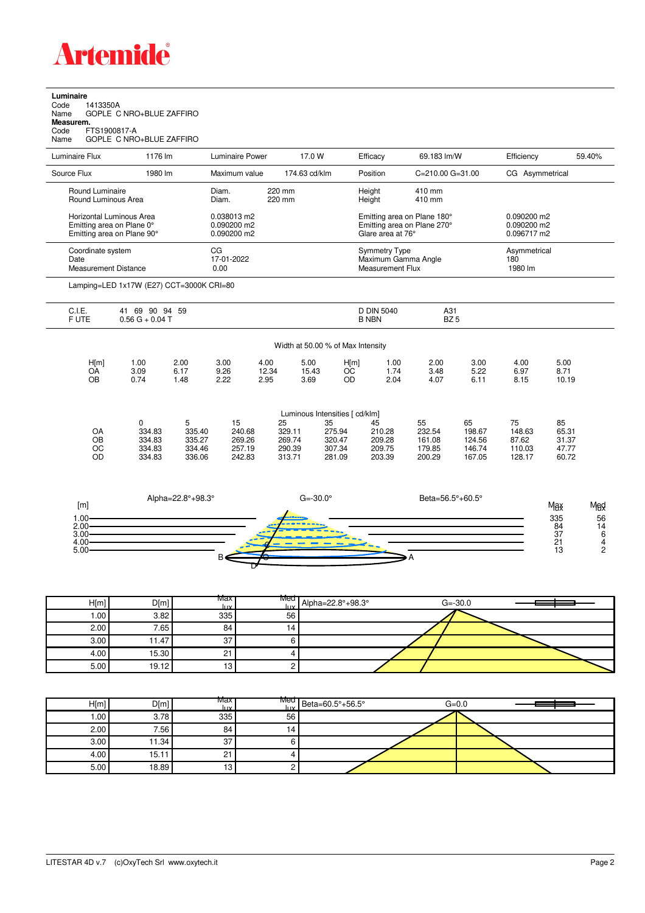**Artemide**

**Luminaire**
Code 1413350A
Name GOPLE C NRO+BLUE ZAFFIRO
**Measurem.**
Code FTS1900817-A
Name GOPLE C NRO+BLUE ZAFFIRO

| | | | | | | | |
|---|---|---|---|---|---|---|---|
| Luminaire Flux | 1176 lm | Luminaire Power | 17.0 W | Efficacy | 69.183 lm/W | Efficiency | 59.40% |
| Source Flux | 1980 lm | Maximum value | 174.63 cd/klm | Position | C=210.00 G=31.00 | CG | Asymmetrical |

| | | | | | |
|---|---|---|---|---|---|
| Round Luminaire | Diam. | 220 mm | Height | 410 mm | |
| Round Luminous Area | Diam. | 220 mm | Height | 410 mm | |
| Horizontal Luminous Area | 0.038013 m2 | | Emitting area on Plane 180° | | 0.090200 m2 |
| Emitting area on Plane 0° | 0.090200 m2 | | Emitting area on Plane 270° | | 0.090200 m2 |
| Emitting area on Plane 90° | 0.090200 m2 | | Glare area at 76° | | 0.096717 m2 |

| | | | |
|---|---|---|---|
| Coordinate system | CG | Symmetry Type | Asymmetrical |
| Date | 17-01-2022 | Maximum Gamma Angle | 180 |
| Measurement Distance | 0.00 | Measurement Flux | 1980 lm |

Lamping=LED 1x17W (E27) CCT=3000K CRI=80

| | | | |
|---|---|---|---|
| C.I.E. | 41 69 90 94 59 | D DIN 5040 | A31 |
| F UTE | 0.56 G + 0.04 T | B NBN | BZ 5 |

Width at 50.00 % of Max Intensity

| H[m] | 1.00 | 2.00 | 3.00 | 4.00 | 5.00 | H[m] | 1.00 | 2.00 | 3.00 | 4.00 | 5.00 |
|---|---|---|---|---|---|---|---|---|---|---|---|
| OA | 3.09 | 6.17 | 9.26 | 12.34 | 15.43 | OC | 1.74 | 3.48 | 5.22 | 6.97 | 8.71 |
| OB | 0.74 | 1.48 | 2.22 | 2.95 | 3.69 | OD | 2.04 | 4.07 | 6.11 | 8.15 | 10.19 |

Luminous Intensities [ cd/klm]

| | 0 | 5 | 15 | 25 | 35 | 45 | 55 | 65 | 75 | 85 |
|---|---|---|---|---|---|---|---|---|---|---|
| OA | 334.83 | 335.40 | 240.68 | 329.11 | 275.94 | 210.28 | 232.54 | 198.67 | 148.63 | 65.31 |
| OB | 334.83 | 335.27 | 269.26 | 269.74 | 320.47 | 209.28 | 161.08 | 124.56 | 87.62 | 31.37 |
| OC | 334.83 | 334.46 | 257.19 | 290.39 | 307.34 | 209.75 | 179.85 | 146.74 | 110.03 | 47.77 |
| OD | 334.83 | 336.06 | 242.83 | 313.71 | 281.09 | 203.39 | 200.29 | 167.05 | 128.17 | 60.72 |

Alpha=22.8°+98.3°
G=-30.0°
Beta=56.5°+60.5°
[m]
1.00
2.00
3.00
4.00
5.00
Max lux: 335, 84, 37, 21, 13
Med lux: 56, 14, 6, 4, 2
B C A O D

| H[m] | D[m] | Max lux | Med lux | Alpha=22.8°+98.3° | G=-30.0 |
|---|---|---|---|---|---|
| 1.00 | 3.82 | 335 | 56 | | |
| 2.00 | 7.65 | 84 | 14 | | |
| 3.00 | 11.47 | 37 | 6 | | |
| 4.00 | 15.30 | 21 | 4 | | |
| 5.00 | 19.12 | 13 | 2 | | |

| H[m] | D[m] | Max lux | Med lux | Beta=60.5°+56.5° | G=0.0 |
|---|---|---|---|---|---|
| 1.00 | 3.78 | 335 | 56 | | |
| 2.00 | 7.56 | 84 | 14 | | |
| 3.00 | 11.34 | 37 | 6 | | |
| 4.00 | 15.11 | 21 | 4 | | |
| 5.00 | 18.89 | 13 | 2 | | |

LITESTAR 4D v.7 (c)OxyTech Srl www.oxytech.it